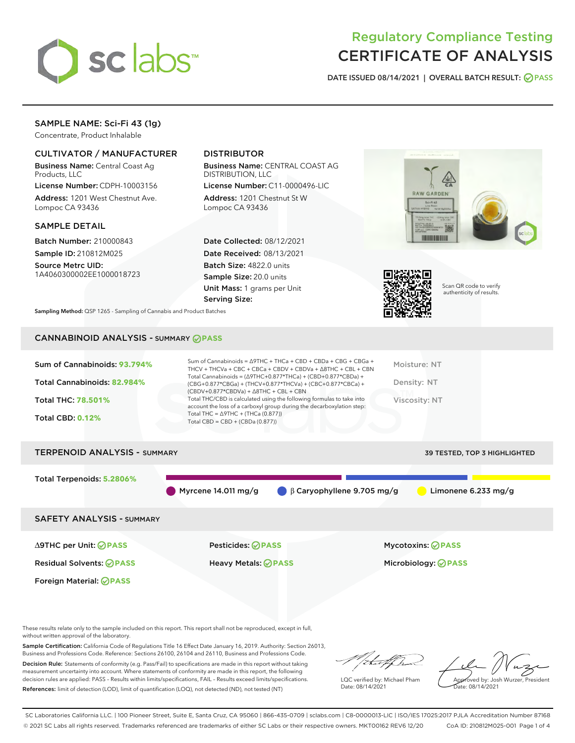# Regulatory Compliance Testing
# CERTIFICATE OF ANALYSIS

DATE ISSUED 08/14/2021 | OVERALL BATCH RESULT: PASS

## SAMPLE NAME: Sci-Fi 43 (1g)

Concentrate, Product Inhalable

### CULTIVATOR / MANUFACTURER

**Business Name:** Central Coast Ag Products, LLC

**License Number:** CDPH-10003156

**Address:** 1201 West Chestnut Ave. Lompoc CA 93436

### DISTRIBUTOR

**Business Name:** CENTRAL COAST AG DISTRIBUTION, LLC

**License Number:** C11-0000496-LIC

**Address:** 1201 Chestnut St W Lompoc CA 93436

### SAMPLE DETAIL

**Batch Number:** 210000843

**Sample ID:** 210812M025

**Source Metrc UID:** 1A4060300002EE1000018723

**Date Collected:** 08/12/2021

**Date Received:** 08/13/2021

**Batch Size:** 4822.0 units

**Sample Size:** 20.0 units

**Unit Mass:** 1 grams per Unit

**Serving Size:**

Scan QR code to verify authenticity of results.

**Sampling Method:** QSP 1265 - Sampling of Cannabis and Product Batches

## CANNABINOID ANALYSIS - SUMMARY PASS

**Sum of Cannabinoids:** 93.794%

**Total Cannabinoids:** 82.984%

**Total THC:** 78.501%

**Total CBD:** 0.12%

Sum of Cannabinoids = Δ9THC + THCa + CBD + CBDa + CBG + CBGa + THCV + THCVa + CBC + CBCa + CBDV + CBDVa + Δ8THC + CBL + CBN

Total Cannabinoids = (Δ9THC+0.877*THCa) + (CBD+0.877*CBDa) + (CBG+0.877*CBGa) + (THCV+0.877*THCVa) + (CBC+0.877*CBCa) + (CBDV+0.877*CBDVa) + Δ8THC + CBL + CBN

Total THC/CBD is calculated using the following formulas to take into account the loss of a carboxyl group during the decarboxylation step:

Total THC = Δ9THC + (THCa (0.877))

Total CBD = CBD + (CBDa (0.877))

Moisture: NT

Density: NT

Viscosity: NT

## TERPENOID ANALYSIS - SUMMARY

39 TESTED, TOP 3 HIGHLIGHTED

**Total Terpenoids:** 5.2806%

Myrcene 14.011 mg/g | β Caryophyllene 9.705 mg/g | Limonene 6.233 mg/g

## SAFETY ANALYSIS - SUMMARY

| | | |
|---|---|---|
| Δ9THC per Unit: PASS | Pesticides: PASS | Mycotoxins: PASS |
| Residual Solvents: PASS | Heavy Metals: PASS | Microbiology: PASS |
| Foreign Material: PASS | | |

These results relate only to the sample included on this report. This report shall not be reproduced, except in full, without written approval of the laboratory.

**Sample Certification:** California Code of Regulations Title 16 Effect Date January 16, 2019. Authority: Section 26013, Business and Professions Code. Reference: Sections 26100, 26104 and 26110, Business and Professions Code.

**Decision Rule:** Statements of conformity (e.g. Pass/Fail) to specifications are made in this report without taking measurement uncertainty into account. Where statements of conformity are made in this report, the following decision rules are applied: PASS – Results within limits/specifications, FAIL – Results exceed limits/specifications.

**References:** limit of detection (LOD), limit of quantification (LOQ), not detected (ND), not tested (NT)

LQC verified by: Michael Pham
Date: 08/14/2021

Approved by: Josh Wurzer, President
Date: 08/14/2021

SC Laboratories California LLC. | 100 Pioneer Street, Suite E, Santa Cruz, CA 95060 | 866-435-0709 | sclabs.com | C8-0000013-LIC | ISO/IES 17025:2017 PJLA Accreditation Number 87168
© 2021 SC Labs all rights reserved. Trademarks referenced are trademarks of either SC Labs or their respective owners. MKT00162 REV6 12/20 CoA ID: 210812M025-001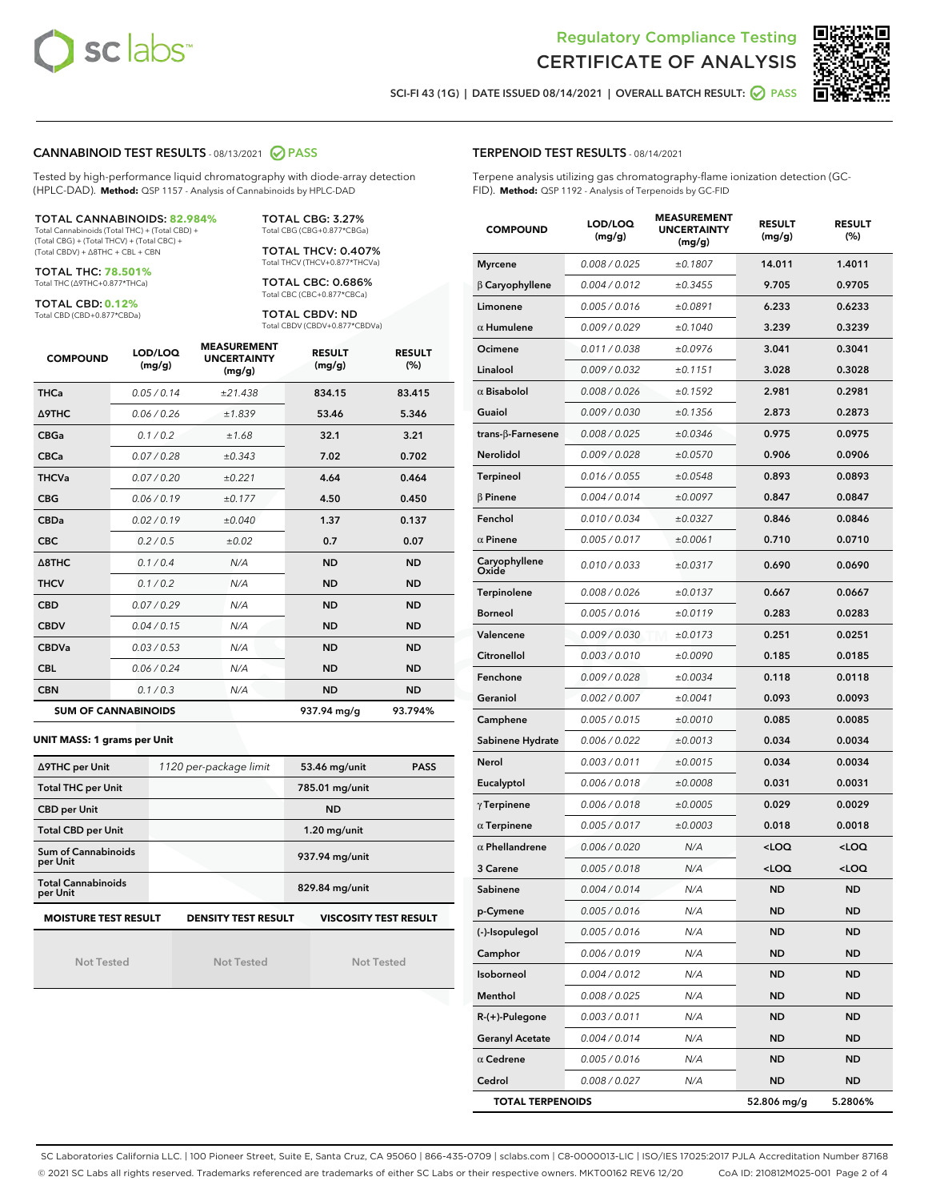# Regulatory Compliance Testing
# CERTIFICATE OF ANALYSIS

SCI-FI 43 (1G) | DATE ISSUED 08/14/2021 | OVERALL BATCH RESULT: PASS

## CANNABINOID TEST RESULTS - 08/13/2021 PASS

Tested by high-performance liquid chromatography with diode-array detection (HPLC-DAD). **Method:** QSP 1157 - Analysis of Cannabinoids by HPLC-DAD

**TOTAL CANNABINOIDS: 82.984%**
Total Cannabinoids (Total THC) + (Total CBD) + (Total CBG) + (Total THCV) + (Total CBC) + (Total CBDV) + Δ8THC + CBL + CBN

**TOTAL THC: 78.501%**
Total THC (Δ9THC+0.877*THCa)

**TOTAL CBD: 0.12%**
Total CBD (CBD+0.877*CBDa)

**TOTAL CBG: 3.27%**
Total CBG (CBG+0.877*CBGa)

**TOTAL THCV: 0.407%**
Total THCV (THCV+0.877*THCVa)

**TOTAL CBC: 0.686%**
Total CBC (CBC+0.877*CBCa)

**TOTAL CBDV: ND**
Total CBDV (CBDV+0.877*CBDVa)

| COMPOUND | LOD/LOQ (mg/g) | MEASUREMENT UNCERTAINTY (mg/g) | RESULT (mg/g) | RESULT (%) |
|---|---|---|---|---|
| THCa | 0.05 / 0.14 | ±21.438 | 834.15 | 83.415 |
| Δ9THC | 0.06 / 0.26 | ±1.839 | 53.46 | 5.346 |
| CBGa | 0.1 / 0.2 | ±1.68 | 32.1 | 3.21 |
| CBCa | 0.07 / 0.28 | ±0.343 | 7.02 | 0.702 |
| THCVa | 0.07 / 0.20 | ±0.221 | 4.64 | 0.464 |
| CBG | 0.06 / 0.19 | ±0.177 | 4.50 | 0.450 |
| CBDa | 0.02 / 0.19 | ±0.040 | 1.37 | 0.137 |
| CBC | 0.2 / 0.5 | ±0.02 | 0.7 | 0.07 |
| Δ8THC | 0.1 / 0.4 | N/A | ND | ND |
| THCV | 0.1 / 0.2 | N/A | ND | ND |
| CBD | 0.07 / 0.29 | N/A | ND | ND |
| CBDV | 0.04 / 0.15 | N/A | ND | ND |
| CBDVa | 0.03 / 0.53 | N/A | ND | ND |
| CBL | 0.06 / 0.24 | N/A | ND | ND |
| CBN | 0.1 / 0.3 | N/A | ND | ND |
| **SUM OF CANNABINOIDS** | | | 937.94 mg/g | 93.794% |

**UNIT MASS: 1 grams per Unit**

| | | | |
|---|---|---|---|
| Δ9THC per Unit | 1120 per-package limit | 53.46 mg/unit | PASS |
| Total THC per Unit | | 785.01 mg/unit | |
| CBD per Unit | | ND | |
| Total CBD per Unit | | 1.20 mg/unit | |
| Sum of Cannabinoids per Unit | | 937.94 mg/unit | |
| Total Cannabinoids per Unit | | 829.84 mg/unit | |

| MOISTURE TEST RESULT | DENSITY TEST RESULT | VISCOSITY TEST RESULT |
|---|---|---|
| Not Tested | Not Tested | Not Tested |

## TERPENOID TEST RESULTS - 08/14/2021

Terpene analysis utilizing gas chromatography-flame ionization detection (GC-FID). **Method:** QSP 1192 - Analysis of Terpenoids by GC-FID

| COMPOUND | LOD/LOQ (mg/g) | MEASUREMENT UNCERTAINTY (mg/g) | RESULT (mg/g) | RESULT (%) |
|---|---|---|---|---|
| Myrcene | 0.008 / 0.025 | ±0.1807 | 14.011 | 1.4011 |
| β Caryophyllene | 0.004 / 0.012 | ±0.3455 | 9.705 | 0.9705 |
| Limonene | 0.005 / 0.016 | ±0.0891 | 6.233 | 0.6233 |
| α Humulene | 0.009 / 0.029 | ±0.1040 | 3.239 | 0.3239 |
| Ocimene | 0.011 / 0.038 | ±0.0976 | 3.041 | 0.3041 |
| Linalool | 0.009 / 0.032 | ±0.1151 | 3.028 | 0.3028 |
| α Bisabolol | 0.008 / 0.026 | ±0.1592 | 2.981 | 0.2981 |
| Guaiol | 0.009 / 0.030 | ±0.1356 | 2.873 | 0.2873 |
| trans-β-Farnesene | 0.008 / 0.025 | ±0.0346 | 0.975 | 0.0975 |
| Nerolidol | 0.009 / 0.028 | ±0.0570 | 0.906 | 0.0906 |
| Terpineol | 0.016 / 0.055 | ±0.0548 | 0.893 | 0.0893 |
| β Pinene | 0.004 / 0.014 | ±0.0097 | 0.847 | 0.0847 |
| Fenchol | 0.010 / 0.034 | ±0.0327 | 0.846 | 0.0846 |
| α Pinene | 0.005 / 0.017 | ±0.0061 | 0.710 | 0.0710 |
| Caryophyllene Oxide | 0.010 / 0.033 | ±0.0317 | 0.690 | 0.0690 |
| Terpinolene | 0.008 / 0.026 | ±0.0137 | 0.667 | 0.0667 |
| Borneol | 0.005 / 0.016 | ±0.0119 | 0.283 | 0.0283 |
| Valencene | 0.009 / 0.030 | ±0.0173 | 0.251 | 0.0251 |
| Citronellol | 0.003 / 0.010 | ±0.0090 | 0.185 | 0.0185 |
| Fenchone | 0.009 / 0.028 | ±0.0034 | 0.118 | 0.0118 |
| Geraniol | 0.002 / 0.007 | ±0.0041 | 0.093 | 0.0093 |
| Camphene | 0.005 / 0.015 | ±0.0010 | 0.085 | 0.0085 |
| Sabinene Hydrate | 0.006 / 0.022 | ±0.0013 | 0.034 | 0.0034 |
| Nerol | 0.003 / 0.011 | ±0.0015 | 0.034 | 0.0034 |
| Eucalyptol | 0.006 / 0.018 | ±0.0008 | 0.031 | 0.0031 |
| γ Terpinene | 0.006 / 0.018 | ±0.0005 | 0.029 | 0.0029 |
| α Terpinene | 0.005 / 0.017 | ±0.0003 | 0.018 | 0.0018 |
| α Phellandrene | 0.006 / 0.020 | N/A | <LOQ | <LOQ |
| 3 Carene | 0.005 / 0.018 | N/A | <LOQ | <LOQ |
| Sabinene | 0.004 / 0.014 | N/A | ND | ND |
| p-Cymene | 0.005 / 0.016 | N/A | ND | ND |
| (-)-Isopulegol | 0.005 / 0.016 | N/A | ND | ND |
| Camphor | 0.006 / 0.019 | N/A | ND | ND |
| Isoborneol | 0.004 / 0.012 | N/A | ND | ND |
| Menthol | 0.008 / 0.025 | N/A | ND | ND |
| R-(+)-Pulegone | 0.003 / 0.011 | N/A | ND | ND |
| Geranyl Acetate | 0.004 / 0.014 | N/A | ND | ND |
| α Cedrene | 0.005 / 0.016 | N/A | ND | ND |
| Cedrol | 0.008 / 0.027 | N/A | ND | ND |
| **TOTAL TERPENOIDS** | | | 52.806 mg/g | 5.2806% |

SC Laboratories California LLC. | 100 Pioneer Street, Suite E, Santa Cruz, CA 95060 | 866-435-0709 | sclabs.com | C8-0000013-LIC | ISO/IES 17025:2017 PJLA Accreditation Number 87168
© 2021 SC Labs all rights reserved. Trademarks referenced are trademarks of either SC Labs or their respective owners. MKT00162 REV6 12/20 CoA ID: 210812M025-001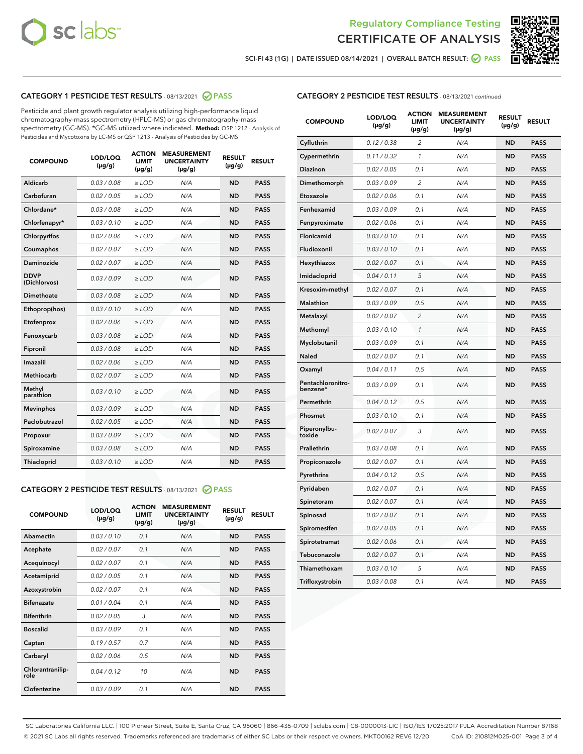Regulatory Compliance Testing

# CERTIFICATE OF ANALYSIS

SCI-FI 43 (1G) | DATE ISSUED 08/14/2021 | OVERALL BATCH RESULT: PASS

## CATEGORY 1 PESTICIDE TEST RESULTS - 08/13/2021 PASS

Pesticide and plant growth regulator analysis utilizing high-performance liquid chromatography-mass spectrometry (HPLC-MS) or gas chromatography-mass spectrometry (GC-MS). *GC-MS utilized where indicated. **Method:** QSP 1212 - Analysis of Pesticides and Mycotoxins by LC-MS or QSP 1213 - Analysis of Pesticides by GC-MS

| COMPOUND | LOD/LOQ (µg/g) | ACTION LIMIT (µg/g) | MEASUREMENT UNCERTAINTY (µg/g) | RESULT (µg/g) | RESULT |
|---|---|---|---|---|---|
| Aldicarb | 0.03 / 0.08 | ≥ LOD | N/A | ND | PASS |
| Carbofuran | 0.02 / 0.05 | ≥ LOD | N/A | ND | PASS |
| Chlordane* | 0.03 / 0.08 | ≥ LOD | N/A | ND | PASS |
| Chlorfenapyr* | 0.03 / 0.10 | ≥ LOD | N/A | ND | PASS |
| Chlorpyrifos | 0.02 / 0.06 | ≥ LOD | N/A | ND | PASS |
| Coumaphos | 0.02 / 0.07 | ≥ LOD | N/A | ND | PASS |
| Daminozide | 0.02 / 0.07 | ≥ LOD | N/A | ND | PASS |
| DDVP (Dichlorvos) | 0.03 / 0.09 | ≥ LOD | N/A | ND | PASS |
| Dimethoate | 0.03 / 0.08 | ≥ LOD | N/A | ND | PASS |
| Ethoprop(hos) | 0.03 / 0.10 | ≥ LOD | N/A | ND | PASS |
| Etofenprox | 0.02 / 0.06 | ≥ LOD | N/A | ND | PASS |
| Fenoxycarb | 0.03 / 0.08 | ≥ LOD | N/A | ND | PASS |
| Fipronil | 0.03 / 0.08 | ≥ LOD | N/A | ND | PASS |
| Imazalil | 0.02 / 0.06 | ≥ LOD | N/A | ND | PASS |
| Methiocarb | 0.02 / 0.07 | ≥ LOD | N/A | ND | PASS |
| Methyl parathion | 0.03 / 0.10 | ≥ LOD | N/A | ND | PASS |
| Mevinphos | 0.03 / 0.09 | ≥ LOD | N/A | ND | PASS |
| Paclobutrazol | 0.02 / 0.05 | ≥ LOD | N/A | ND | PASS |
| Propoxur | 0.03 / 0.09 | ≥ LOD | N/A | ND | PASS |
| Spiroxamine | 0.03 / 0.08 | ≥ LOD | N/A | ND | PASS |
| Thiacloprid | 0.03 / 0.10 | ≥ LOD | N/A | ND | PASS |

## CATEGORY 2 PESTICIDE TEST RESULTS - 08/13/2021 PASS

| COMPOUND | LOD/LOQ (µg/g) | ACTION LIMIT (µg/g) | MEASUREMENT UNCERTAINTY (µg/g) | RESULT (µg/g) | RESULT |
|---|---|---|---|---|---|
| Abamectin | 0.03 / 0.10 | 0.1 | N/A | ND | PASS |
| Acephate | 0.02 / 0.07 | 0.1 | N/A | ND | PASS |
| Acequinocyl | 0.02 / 0.07 | 0.1 | N/A | ND | PASS |
| Acetamiprid | 0.02 / 0.05 | 0.1 | N/A | ND | PASS |
| Azoxystrobin | 0.02 / 0.07 | 0.1 | N/A | ND | PASS |
| Bifenazate | 0.01 / 0.04 | 0.1 | N/A | ND | PASS |
| Bifenthrin | 0.02 / 0.05 | 3 | N/A | ND | PASS |
| Boscalid | 0.03 / 0.09 | 0.1 | N/A | ND | PASS |
| Captan | 0.19 / 0.57 | 0.7 | N/A | ND | PASS |
| Carbaryl | 0.02 / 0.06 | 0.5 | N/A | ND | PASS |
| Chlorantraniliprole | 0.04 / 0.12 | 10 | N/A | ND | PASS |
| Clofentezine | 0.03 / 0.09 | 0.1 | N/A | ND | PASS |
| Cyfluthrin | 0.12 / 0.38 | 2 | N/A | ND | PASS |
| Cypermethrin | 0.11 / 0.32 | 1 | N/A | ND | PASS |
| Diazinon | 0.02 / 0.05 | 0.1 | N/A | ND | PASS |
| Dimethomorph | 0.03 / 0.09 | 2 | N/A | ND | PASS |
| Etoxazole | 0.02 / 0.06 | 0.1 | N/A | ND | PASS |
| Fenhexamid | 0.03 / 0.09 | 0.1 | N/A | ND | PASS |
| Fenpyroximate | 0.02 / 0.06 | 0.1 | N/A | ND | PASS |
| Flonicamid | 0.03 / 0.10 | 0.1 | N/A | ND | PASS |
| Fludioxonil | 0.03 / 0.10 | 0.1 | N/A | ND | PASS |
| Hexythiazox | 0.02 / 0.07 | 0.1 | N/A | ND | PASS |
| Imidacloprid | 0.04 / 0.11 | 5 | N/A | ND | PASS |
| Kresoxim-methyl | 0.02 / 0.07 | 0.1 | N/A | ND | PASS |
| Malathion | 0.03 / 0.09 | 0.5 | N/A | ND | PASS |
| Metalaxyl | 0.02 / 0.07 | 2 | N/A | ND | PASS |
| Methomyl | 0.03 / 0.10 | 1 | N/A | ND | PASS |
| Myclobutanil | 0.03 / 0.09 | 0.1 | N/A | ND | PASS |
| Naled | 0.02 / 0.07 | 0.1 | N/A | ND | PASS |
| Oxamyl | 0.04 / 0.11 | 0.5 | N/A | ND | PASS |
| Pentachloronitrobenzene* | 0.03 / 0.09 | 0.1 | N/A | ND | PASS |
| Permethrin | 0.04 / 0.12 | 0.5 | N/A | ND | PASS |
| Phosmet | 0.03 / 0.10 | 0.1 | N/A | ND | PASS |
| Piperonylbutoxide | 0.02 / 0.07 | 3 | N/A | ND | PASS |
| Prallethrin | 0.03 / 0.08 | 0.1 | N/A | ND | PASS |
| Propiconazole | 0.02 / 0.07 | 0.1 | N/A | ND | PASS |
| Pyrethrins | 0.04 / 0.12 | 0.5 | N/A | ND | PASS |
| Pyridaben | 0.02 / 0.07 | 0.1 | N/A | ND | PASS |
| Spinetoram | 0.02 / 0.07 | 0.1 | N/A | ND | PASS |
| Spinosad | 0.02 / 0.07 | 0.1 | N/A | ND | PASS |
| Spiromesifen | 0.02 / 0.05 | 0.1 | N/A | ND | PASS |
| Spirotetramat | 0.02 / 0.06 | 0.1 | N/A | ND | PASS |
| Tebuconazole | 0.02 / 0.07 | 0.1 | N/A | ND | PASS |
| Thiamethoxam | 0.03 / 0.10 | 5 | N/A | ND | PASS |
| Trifloxystrobin | 0.03 / 0.08 | 0.1 | N/A | ND | PASS |

SC Laboratories California LLC. | 100 Pioneer Street, Suite E, Santa Cruz, CA 95060 | 866-435-0709 | sclabs.com | C8-0000013-LIC | ISO/IES 17025:2017 PJLA Accreditation Number 87168
© 2021 SC Labs all rights reserved. Trademarks referenced are trademarks of either SC Labs or their respective owners. MKT00162 REV6 12/20 CoA ID: 210812M025-001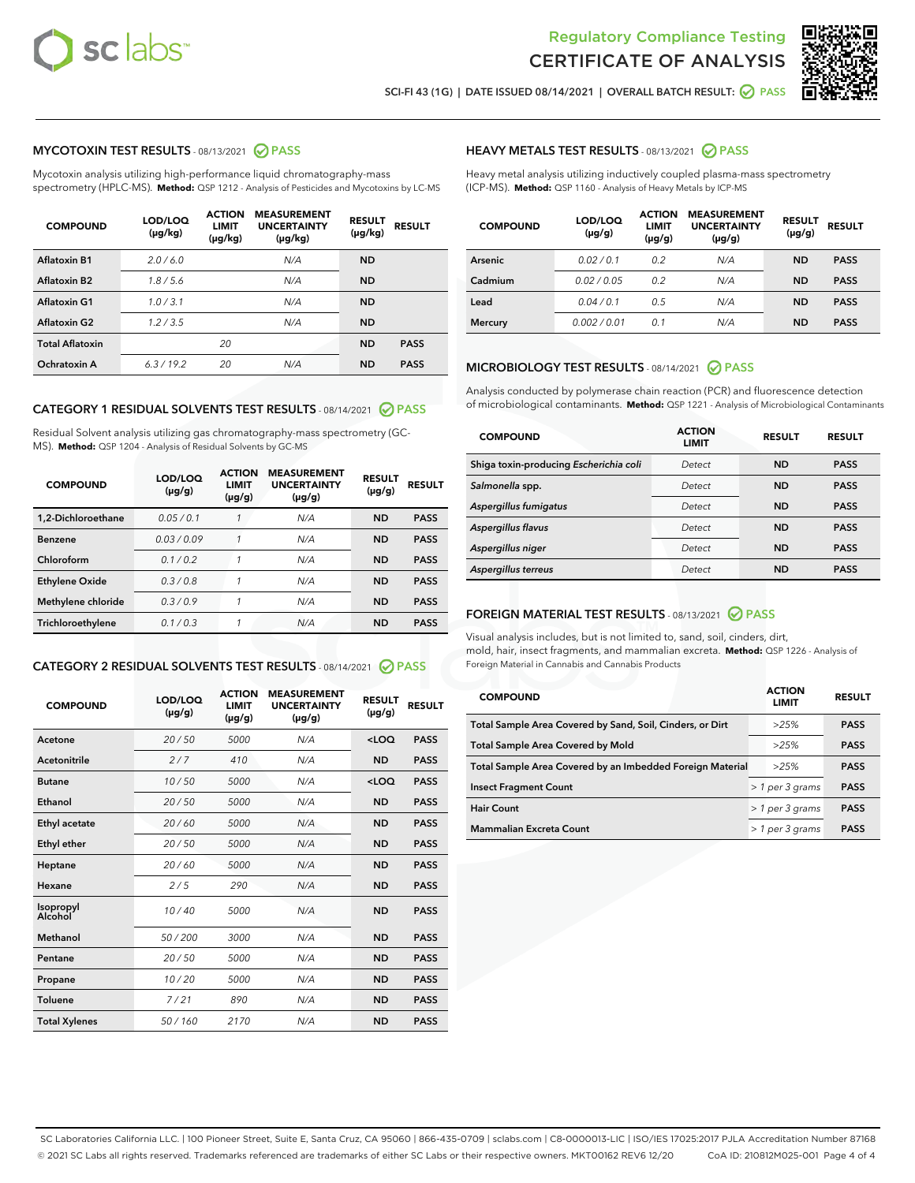Regulatory Compliance Testing

# CERTIFICATE OF ANALYSIS

SCI-FI 43 (1G) | DATE ISSUED 08/14/2021 | OVERALL BATCH RESULT: PASS

## MYCOTOXIN TEST RESULTS - 08/13/2021 PASS

Mycotoxin analysis utilizing high-performance liquid chromatography-mass spectrometry (HPLC-MS). **Method:** QSP 1212 - Analysis of Pesticides and Mycotoxins by LC-MS

| COMPOUND | LOD/LOQ (μg/kg) | ACTION LIMIT (μg/kg) | MEASUREMENT UNCERTAINTY (μg/kg) | RESULT (μg/kg) | RESULT |
|---|---|---|---|---|---|
| Aflatoxin B1 | 2.0 / 6.0 | | N/A | ND | |
| Aflatoxin B2 | 1.8 / 5.6 | | N/A | ND | |
| Aflatoxin G1 | 1.0 / 3.1 | | N/A | ND | |
| Aflatoxin G2 | 1.2 / 3.5 | | N/A | ND | |
| Total Aflatoxin | | 20 | | ND | PASS |
| Ochratoxin A | 6.3 / 19.2 | 20 | N/A | ND | PASS |

## CATEGORY 1 RESIDUAL SOLVENTS TEST RESULTS - 08/14/2021 PASS

Residual Solvent analysis utilizing gas chromatography-mass spectrometry (GC-MS). **Method:** QSP 1204 - Analysis of Residual Solvents by GC-MS

| COMPOUND | LOD/LOQ (μg/g) | ACTION LIMIT (μg/g) | MEASUREMENT UNCERTAINTY (μg/g) | RESULT (μg/g) | RESULT |
|---|---|---|---|---|---|
| 1,2-Dichloroethane | 0.05 / 0.1 | 1 | N/A | ND | PASS |
| Benzene | 0.03 / 0.09 | 1 | N/A | ND | PASS |
| Chloroform | 0.1 / 0.2 | 1 | N/A | ND | PASS |
| Ethylene Oxide | 0.3 / 0.8 | 1 | N/A | ND | PASS |
| Methylene chloride | 0.3 / 0.9 | 1 | N/A | ND | PASS |
| Trichloroethylene | 0.1 / 0.3 | 1 | N/A | ND | PASS |

## CATEGORY 2 RESIDUAL SOLVENTS TEST RESULTS - 08/14/2021 PASS

| COMPOUND | LOD/LOQ (μg/g) | ACTION LIMIT (μg/g) | MEASUREMENT UNCERTAINTY (μg/g) | RESULT (μg/g) | RESULT |
|---|---|---|---|---|---|
| Acetone | 20 / 50 | 5000 | N/A | <LOQ | PASS |
| Acetonitrile | 2 / 7 | 410 | N/A | ND | PASS |
| Butane | 10 / 50 | 5000 | N/A | <LOQ | PASS |
| Ethanol | 20 / 50 | 5000 | N/A | ND | PASS |
| Ethyl acetate | 20 / 60 | 5000 | N/A | ND | PASS |
| Ethyl ether | 20 / 50 | 5000 | N/A | ND | PASS |
| Heptane | 20 / 60 | 5000 | N/A | ND | PASS |
| Hexane | 2 / 5 | 290 | N/A | ND | PASS |
| Isopropyl Alcohol | 10 / 40 | 5000 | N/A | ND | PASS |
| Methanol | 50 / 200 | 3000 | N/A | ND | PASS |
| Pentane | 20 / 50 | 5000 | N/A | ND | PASS |
| Propane | 10 / 20 | 5000 | N/A | ND | PASS |
| Toluene | 7 / 21 | 890 | N/A | ND | PASS |
| Total Xylenes | 50 / 160 | 2170 | N/A | ND | PASS |

## HEAVY METALS TEST RESULTS - 08/13/2021 PASS

Heavy metal analysis utilizing inductively coupled plasma-mass spectrometry (ICP-MS). **Method:** QSP 1160 - Analysis of Heavy Metals by ICP-MS

| COMPOUND | LOD/LOQ (μg/g) | ACTION LIMIT (μg/g) | MEASUREMENT UNCERTAINTY (μg/g) | RESULT (μg/g) | RESULT |
|---|---|---|---|---|---|
| Arsenic | 0.02 / 0.1 | 0.2 | N/A | ND | PASS |
| Cadmium | 0.02 / 0.05 | 0.2 | N/A | ND | PASS |
| Lead | 0.04 / 0.1 | 0.5 | N/A | ND | PASS |
| Mercury | 0.002 / 0.01 | 0.1 | N/A | ND | PASS |

## MICROBIOLOGY TEST RESULTS - 08/14/2021 PASS

Analysis conducted by polymerase chain reaction (PCR) and fluorescence detection of microbiological contaminants. **Method:** QSP 1221 - Analysis of Microbiological Contaminants

| COMPOUND | ACTION LIMIT | RESULT | RESULT |
|---|---|---|---|
| Shiga toxin-producing *Escherichia coli* | Detect | ND | PASS |
| *Salmonella* spp. | Detect | ND | PASS |
| *Aspergillus fumigatus* | Detect | ND | PASS |
| *Aspergillus flavus* | Detect | ND | PASS |
| *Aspergillus niger* | Detect | ND | PASS |
| *Aspergillus terreus* | Detect | ND | PASS |

## FOREIGN MATERIAL TEST RESULTS - 08/13/2021 PASS

Visual analysis includes, but is not limited to, sand, soil, cinders, dirt, mold, hair, insect fragments, and mammalian excreta. **Method:** QSP 1226 - Analysis of Foreign Material in Cannabis and Cannabis Products

| COMPOUND | ACTION LIMIT | RESULT |
|---|---|---|
| Total Sample Area Covered by Sand, Soil, Cinders, or Dirt | >25% | PASS |
| Total Sample Area Covered by Mold | >25% | PASS |
| Total Sample Area Covered by an Imbedded Foreign Material | >25% | PASS |
| Insect Fragment Count | > 1 per 3 grams | PASS |
| Hair Count | > 1 per 3 grams | PASS |
| Mammalian Excreta Count | > 1 per 3 grams | PASS |

SC Laboratories California LLC. | 100 Pioneer Street, Suite E, Santa Cruz, CA 95060 | 866-435-0709 | sclabs.com | C8-0000013-LIC | ISO/IES 17025:2017 PJLA Accreditation Number 87168
© 2021 SC Labs all rights reserved. Trademarks referenced are trademarks of either SC Labs or their respective owners. MKT00162 REV6 12/20 CoA ID: 210812M025-001